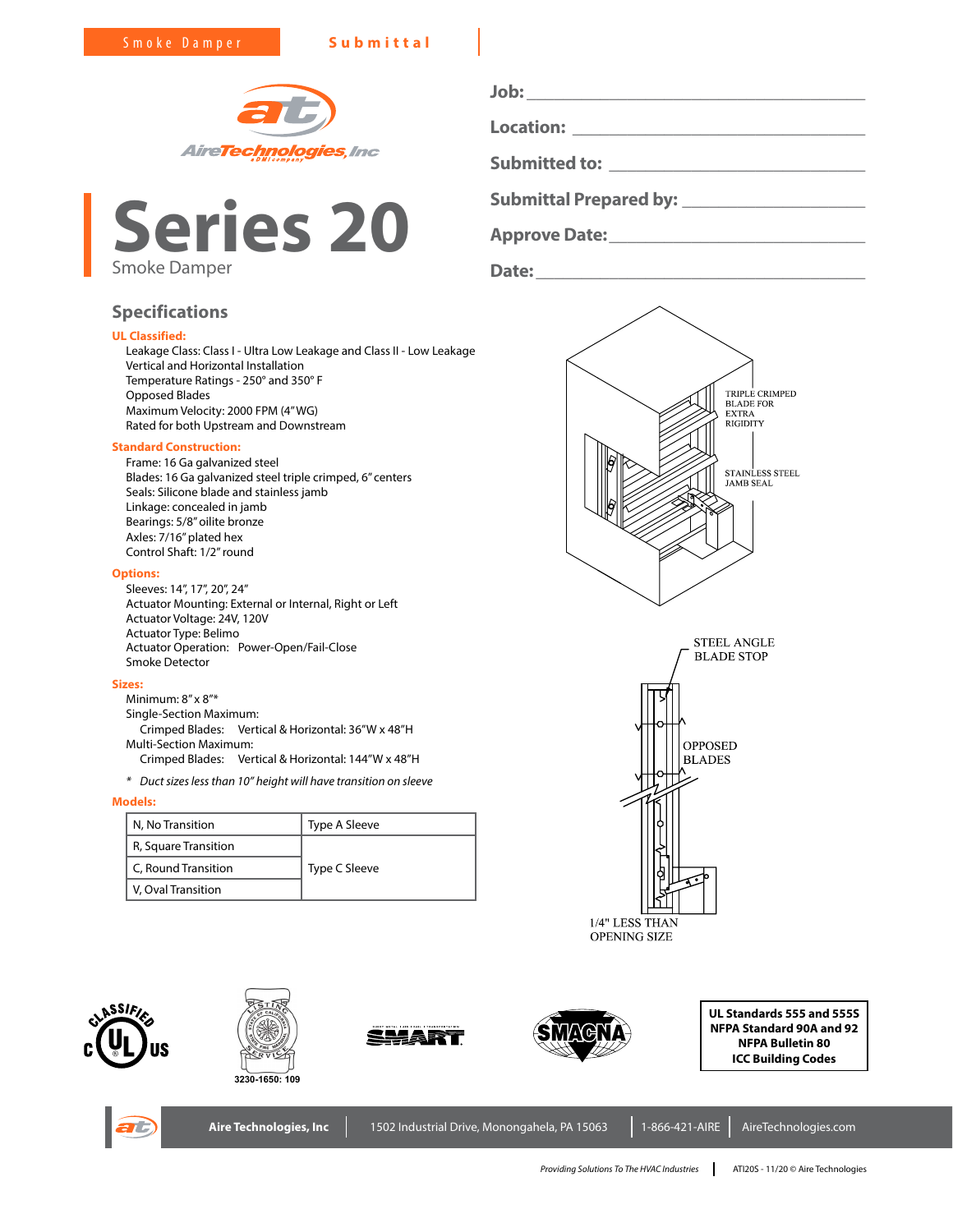Smoke Damper **Submittal**

Aire Technologies, Inc

# Series 20

Smoke Damper

**Job:** ____________________

**Location:** ____________________

**Submitted to:** ____________________

**Submittal Prepared by:** ____________________

**Approve Date:** ____________________

**Date:** ____________________

## Specifications

**UL Classified:**

Leakage Class: Class I - Ultra Low Leakage and Class II - Low Leakage
Vertical and Horizontal Installation
Temperature Ratings - 250° and 350° F
Opposed Blades
Maximum Velocity: 2000 FPM (4" WG)
Rated for both Upstream and Downstream

**Standard Construction:**

Frame: 16 Ga galvanized steel
Blades: 16 Ga galvanized steel triple crimped, 6" centers
Seals: Silicone blade and stainless jamb
Linkage: concealed in jamb
Bearings: 5/8" oilite bronze
Axles: 7/16" plated hex
Control Shaft: 1/2" round

**Options:**

Sleeves: 14", 17", 20", 24"
Actuator Mounting: External or Internal, Right or Left
Actuator Voltage: 24V, 120V
Actuator Type: Belimo
Actuator Operation: Power-Open/Fail-Close
Smoke Detector

**Sizes:**

Minimum: 8" x 8"*
Single-Section Maximum:
Crimped Blades: Vertical & Horizontal: 36"W x 48"H
Multi-Section Maximum:
Crimped Blades: Vertical & Horizontal: 144"W x 48"H

\* *Duct sizes less than 10" height will have transition on sleeve*

**Models:**

| Model | Sleeve |
|---|---|
| N, No Transition | Type A Sleeve |
| R, Square Transition | Type C Sleeve |
| C, Round Transition | |
| V, Oval Transition | |

TRIPLE CRIMPED BLADE FOR EXTRA RIGIDITY

STAINLESS STEEL JAMB SEAL

STEEL ANGLE BLADE STOP

OPPOSED BLADES

1/4" LESS THAN OPENING SIZE

3230-1650: 109

**UL Standards 555 and 555S**
**NFPA Standard 90A and 92**
**NFPA Bulletin 80**
**ICC Building Codes**

Aire Technologies, Inc | 1502 Industrial Drive, Monongahela, PA 15063 | 1-866-421-AIRE | AireTechnologies.com

*Providing Solutions To The HVAC Industries* | ATI20S - 11/20 © Aire Technologies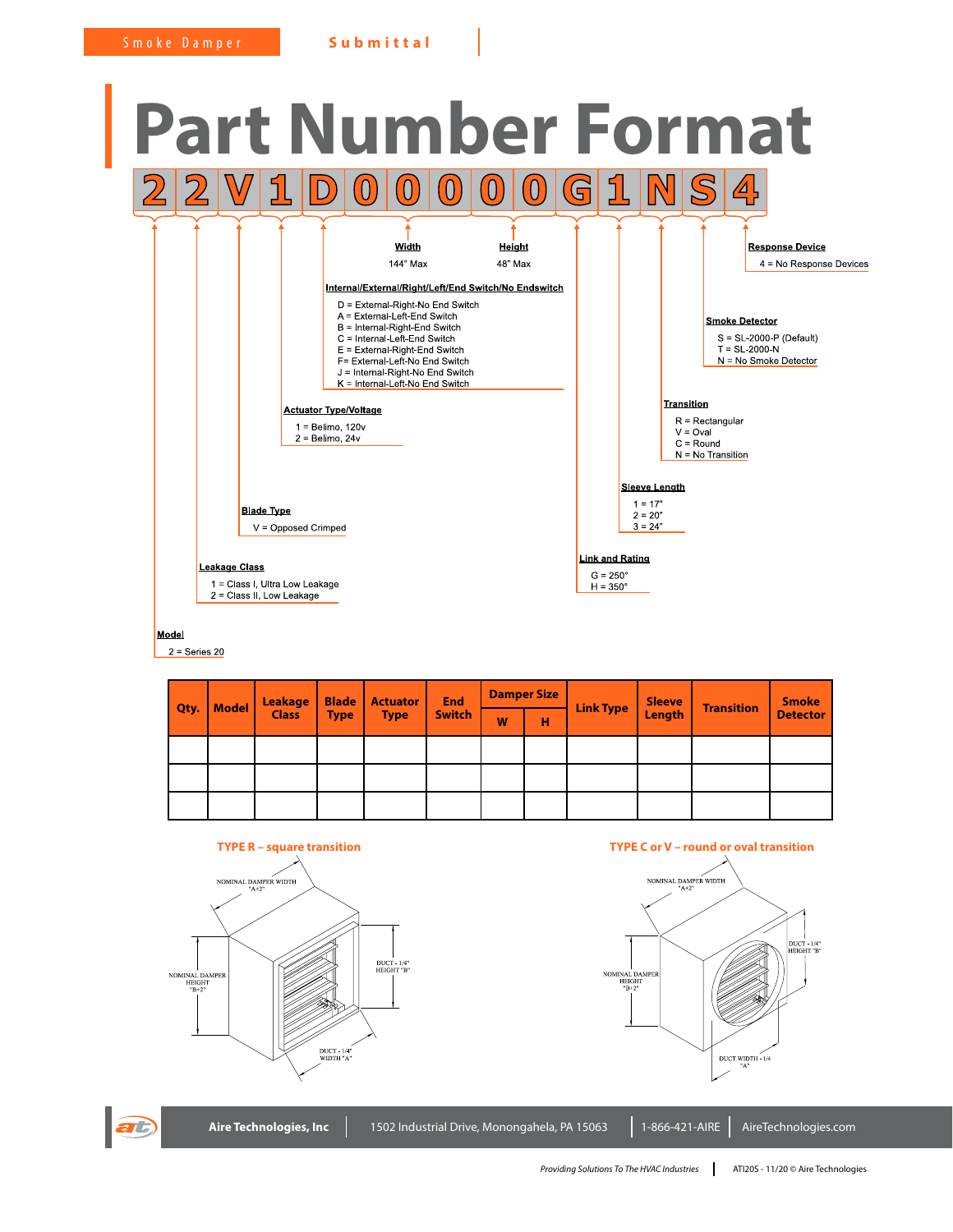Smoke Damper **Submittal**

# Part Number Format

2 2 V 1 D 0 0 0 0 0 0 G 1 N S 4

**Model**
2 = Series 20

**Leakage Class**
1 = Class I, Ultra Low Leakage
2 = Class II, Low Leakage

**Blade Type**
V = Opposed Crimped

**Actuator Type/Voltage**
1 = Belimo, 120v
2 = Belimo, 24v

**Internal/External/Right/Left/End Switch/No Endswitch**
D = External-Right-No End Switch
A = External-Left-End Switch
B = Internal-Right-End Switch
C = Internal-Left-End Switch
E = External-Right-End Switch
F= External-Left-No End Switch
J = Internal-Right-No End Switch
K = Internal-Left-No End Switch

**Width**
144" Max

**Height**
48" Max

**Link and Rating**
G = 250°
H = 350°

**Sleeve Length**
1 = 17"
2 = 20"
3 = 24"

**Transition**
R = Rectangular
V = Oval
C = Round
N = No Transition

**Smoke Detector**
S = SL-2000-P (Default)
T = SL-2000-N
N = No Smoke Detector

**Response Device**
4 = No Response Devices

| Qty. | Model | Leakage Class | Blade Type | Actuator Type | End Switch | Damper Size | | Link Type | Sleeve Length | Transition | Smoke Detector |
|---|---|---|---|---|---|---|---|---|---|---|---|
| | | | | | | W | H | | | | |
| | | | | | | | | | | | |
| | | | | | | | | | | | |
| | | | | | | | | | | | |

**TYPE R – square transition**

NOMINAL DAMPER WIDTH "A+2"
NOMINAL DAMPER HEIGHT "B+2"
DUCT - 1/4" HEIGHT "B"
DUCT - 1/4" WIDTH "A"

**TYPE C or V – round or oval transition**

NOMINAL DAMPER WIDTH "A+2"
NOMINAL DAMPER HEIGHT "B+2"
DUCT - 1/4" HEIGHT "B"
DUCT WIDTH - 1/4 "A"

Aire Technologies, Inc | 1502 Industrial Drive, Monongahela, PA 15063 | 1-866-421-AIRE | AireTechnologies.com

*Providing Solutions To The HVAC Industries* | ATI20S - 11/20 © Aire Technologies